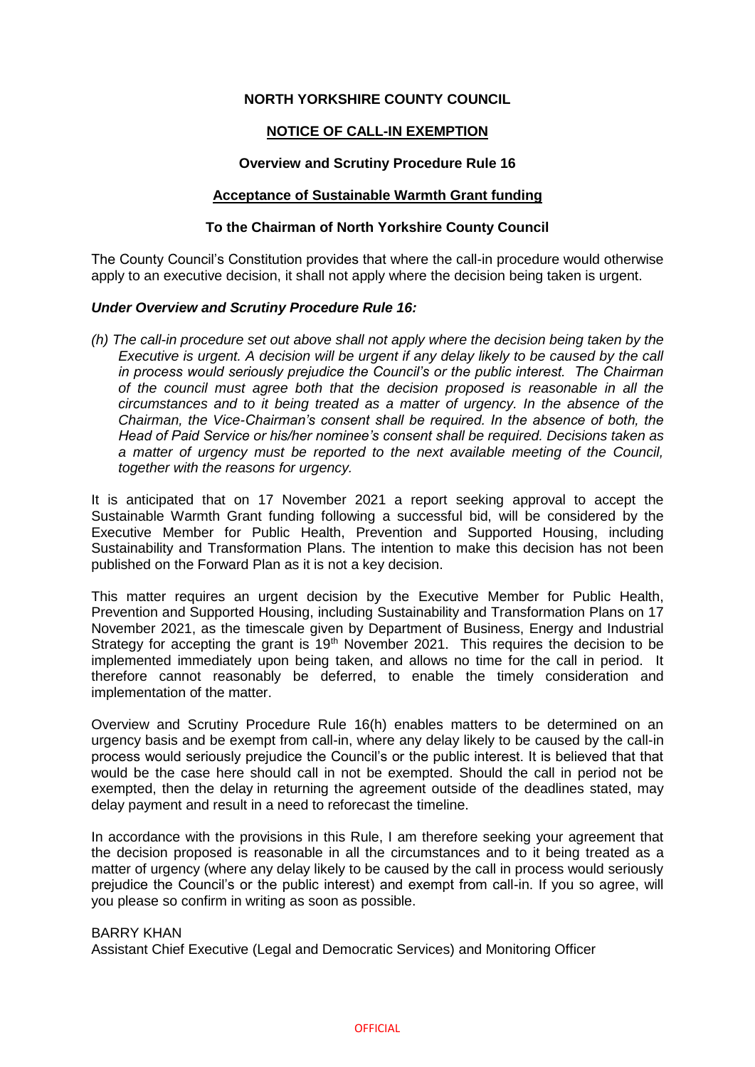**NORTH YORKSHIRE COUNTY COUNCIL**

**NOTICE OF CALL-IN EXEMPTION**

**Overview and Scrutiny Procedure Rule 16**

**Acceptance of Sustainable Warmth Grant funding**

**To the Chairman of North Yorkshire County Council**

The County Council's Constitution provides that where the call-in procedure would otherwise apply to an executive decision, it shall not apply where the decision being taken is urgent.

***Under Overview and Scrutiny Procedure Rule 16:***

*(h) The call-in procedure set out above shall not apply where the decision being taken by the Executive is urgent. A decision will be urgent if any delay likely to be caused by the call in process would seriously prejudice the Council's or the public interest. The Chairman of the council must agree both that the decision proposed is reasonable in all the circumstances and to it being treated as a matter of urgency. In the absence of the Chairman, the Vice-Chairman's consent shall be required. In the absence of both, the Head of Paid Service or his/her nominee's consent shall be required. Decisions taken as a matter of urgency must be reported to the next available meeting of the Council, together with the reasons for urgency.*

It is anticipated that on 17 November 2021 a report seeking approval to accept the Sustainable Warmth Grant funding following a successful bid, will be considered by the Executive Member for Public Health, Prevention and Supported Housing, including Sustainability and Transformation Plans. The intention to make this decision has not been published on the Forward Plan as it is not a key decision.

This matter requires an urgent decision by the Executive Member for Public Health, Prevention and Supported Housing, including Sustainability and Transformation Plans on 17 November 2021, as the timescale given by Department of Business, Energy and Industrial Strategy for accepting the grant is 19th November 2021. This requires the decision to be implemented immediately upon being taken, and allows no time for the call in period. It therefore cannot reasonably be deferred, to enable the timely consideration and implementation of the matter.

Overview and Scrutiny Procedure Rule 16(h) enables matters to be determined on an urgency basis and be exempt from call-in, where any delay likely to be caused by the call-in process would seriously prejudice the Council's or the public interest. It is believed that that would be the case here should call in not be exempted. Should the call in period not be exempted, then the delay in returning the agreement outside of the deadlines stated, may delay payment and result in a need to reforecast the timeline.

In accordance with the provisions in this Rule, I am therefore seeking your agreement that the decision proposed is reasonable in all the circumstances and to it being treated as a matter of urgency (where any delay likely to be caused by the call in process would seriously prejudice the Council's or the public interest) and exempt from call-in. If you so agree, will you please so confirm in writing as soon as possible.

BARRY KHAN
Assistant Chief Executive (Legal and Democratic Services) and Monitoring Officer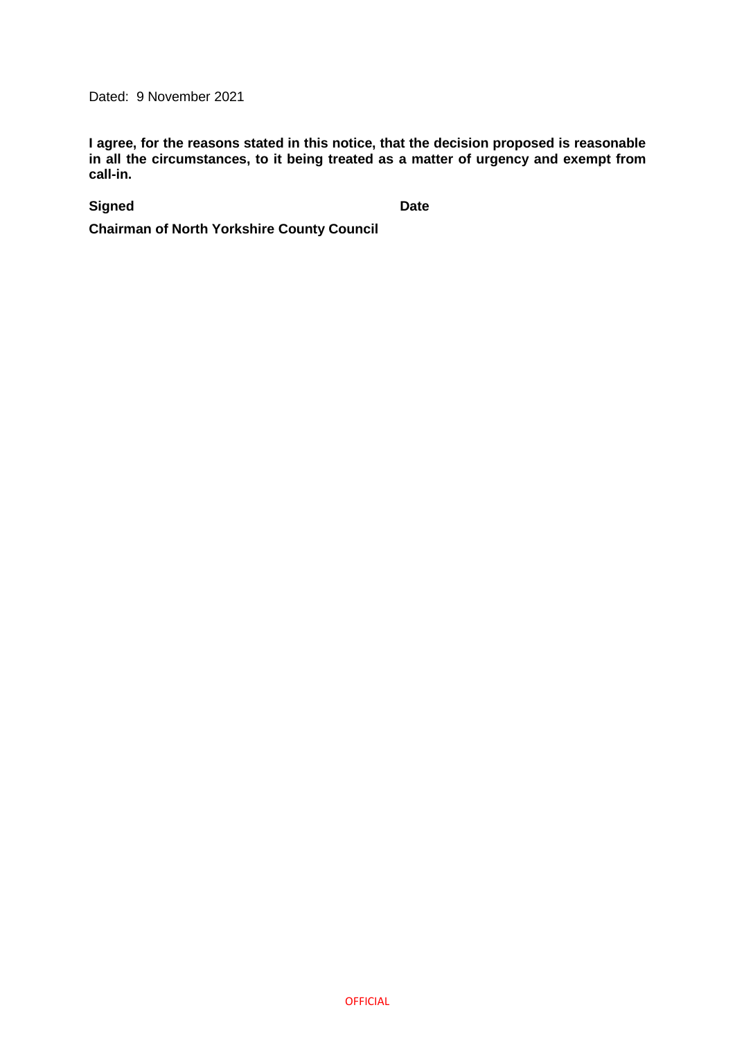Dated: 9 November 2021

**I agree, for the reasons stated in this notice, that the decision proposed is reasonable in all the circumstances, to it being treated as a matter of urgency and exempt from call-in.**

**Signed** **Date**

**Chairman of North Yorkshire County Council**

OFFICIAL